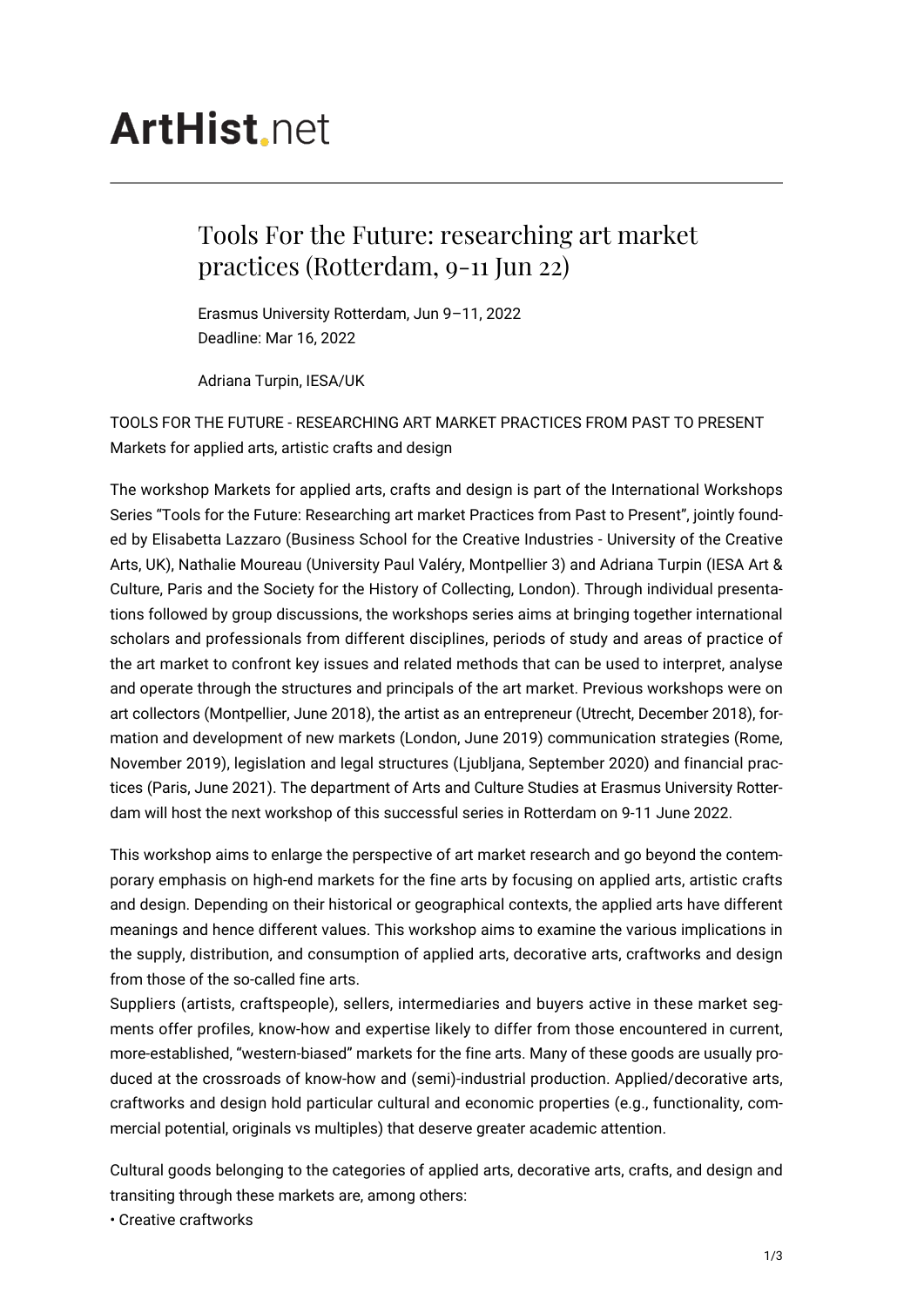# ArtHist.net

## Tools For the Future: researching art market practices (Rotterdam, 9-11 Jun 22)

Erasmus University Rotterdam, Jun 9–11, 2022
Deadline: Mar 16, 2022

Adriana Turpin, IESA/UK

TOOLS FOR THE FUTURE - RESEARCHING ART MARKET PRACTICES FROM PAST TO PRESENT
Markets for applied arts, artistic crafts and design

The workshop Markets for applied arts, crafts and design is part of the International Workshops Series "Tools for the Future: Researching art market Practices from Past to Present", jointly founded by Elisabetta Lazzaro (Business School for the Creative Industries - University of the Creative Arts, UK), Nathalie Moureau (University Paul Valéry, Montpellier 3) and Adriana Turpin (IESA Art & Culture, Paris and the Society for the History of Collecting, London). Through individual presentations followed by group discussions, the workshops series aims at bringing together international scholars and professionals from different disciplines, periods of study and areas of practice of the art market to confront key issues and related methods that can be used to interpret, analyse and operate through the structures and principals of the art market. Previous workshops were on art collectors (Montpellier, June 2018), the artist as an entrepreneur (Utrecht, December 2018), formation and development of new markets (London, June 2019) communication strategies (Rome, November 2019), legislation and legal structures (Ljubljana, September 2020) and financial practices (Paris, June 2021). The department of Arts and Culture Studies at Erasmus University Rotterdam will host the next workshop of this successful series in Rotterdam on 9-11 June 2022.

This workshop aims to enlarge the perspective of art market research and go beyond the contemporary emphasis on high-end markets for the fine arts by focusing on applied arts, artistic crafts and design. Depending on their historical or geographical contexts, the applied arts have different meanings and hence different values. This workshop aims to examine the various implications in the supply, distribution, and consumption of applied arts, decorative arts, craftworks and design from those of the so-called fine arts.
Suppliers (artists, craftspeople), sellers, intermediaries and buyers active in these market segments offer profiles, know-how and expertise likely to differ from those encountered in current, more-established, "western-biased" markets for the fine arts. Many of these goods are usually produced at the crossroads of know-how and (semi)-industrial production. Applied/decorative arts, craftworks and design hold particular cultural and economic properties (e.g., functionality, commercial potential, originals vs multiples) that deserve greater academic attention.

Cultural goods belonging to the categories of applied arts, decorative arts, crafts, and design and transiting through these markets are, among others:

- Creative craftworks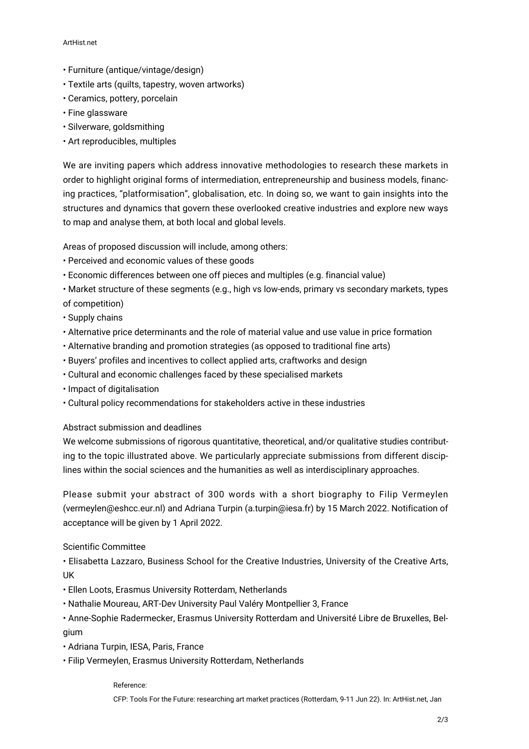• Furniture (antique/vintage/design)
• Textile arts (quilts, tapestry, woven artworks)
• Ceramics, pottery, porcelain
• Fine glassware
• Silverware, goldsmithing
• Art reproducibles, multiples

We are inviting papers which address innovative methodologies to research these markets in order to highlight original forms of intermediation, entrepreneurship and business models, financing practices, "platformisation", globalisation, etc. In doing so, we want to gain insights into the structures and dynamics that govern these overlooked creative industries and explore new ways to map and analyse them, at both local and global levels.

Areas of proposed discussion will include, among others:
• Perceived and economic values of these goods
• Economic differences between one off pieces and multiples (e.g. financial value)
• Market structure of these segments (e.g., high vs low-ends, primary vs secondary markets, types of competition)
• Supply chains
• Alternative price determinants and the role of material value and use value in price formation
• Alternative branding and promotion strategies (as opposed to traditional fine arts)
• Buyers' profiles and incentives to collect applied arts, craftworks and design
• Cultural and economic challenges faced by these specialised markets
• Impact of digitalisation
• Cultural policy recommendations for stakeholders active in these industries

Abstract submission and deadlines
We welcome submissions of rigorous quantitative, theoretical, and/or qualitative studies contributing to the topic illustrated above. We particularly appreciate submissions from different disciplines within the social sciences and the humanities as well as interdisciplinary approaches.

Please submit your abstract of 300 words with a short biography to Filip Vermeylen (vermeylen@eshcc.eur.nl) and Adriana Turpin (a.turpin@iesa.fr) by 15 March 2022. Notification of acceptance will be given by 1 April 2022.

Scientific Committee
• Elisabetta Lazzaro, Business School for the Creative Industries, University of the Creative Arts, UK
• Ellen Loots, Erasmus University Rotterdam, Netherlands
• Nathalie Moureau, ART-Dev University Paul Valéry Montpellier 3, France
• Anne-Sophie Radermecker, Erasmus University Rotterdam and Université Libre de Bruxelles, Belgium
• Adriana Turpin, IESA, Paris, France
• Filip Vermeylen, Erasmus University Rotterdam, Netherlands

Reference:

CFP: Tools For the Future: researching art market practices (Rotterdam, 9-11 Jun 22). In: ArtHist.net, Jan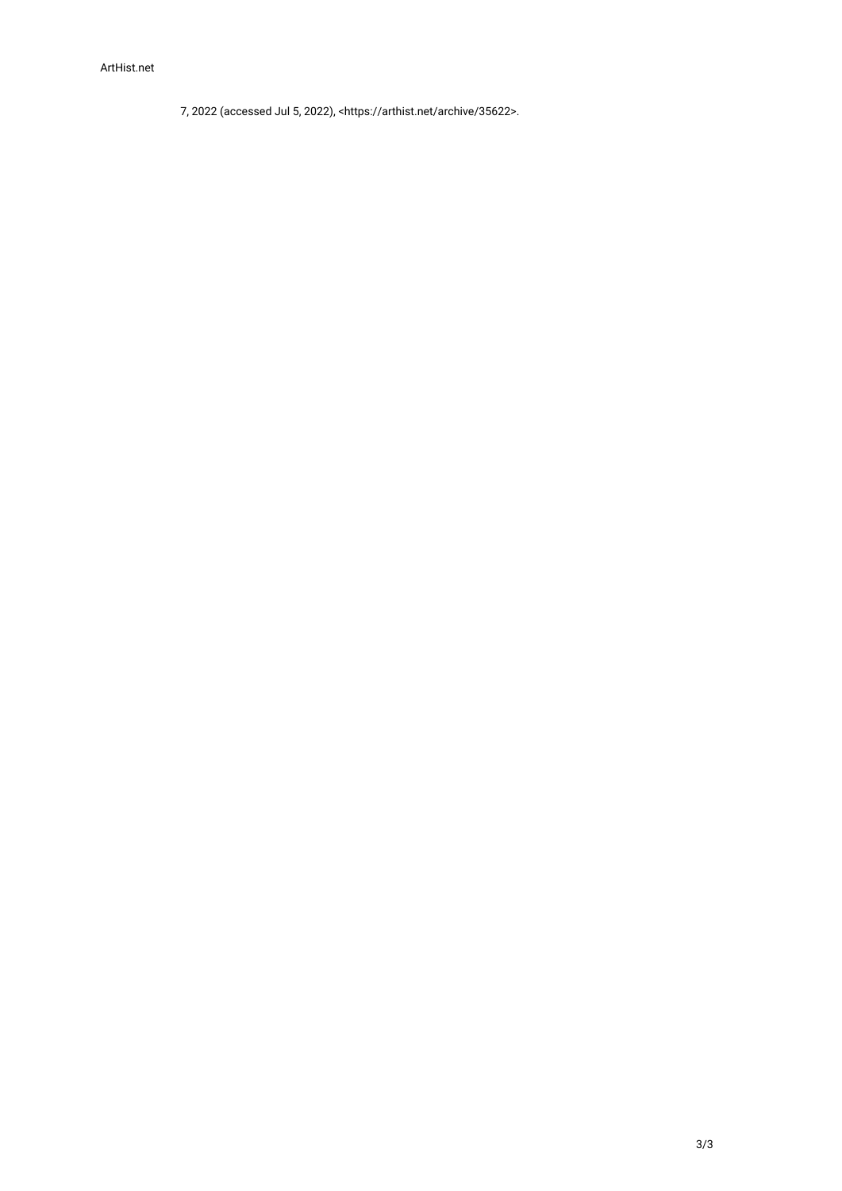7, 2022 (accessed Jul 5, 2022), <https://arthist.net/archive/35622>.